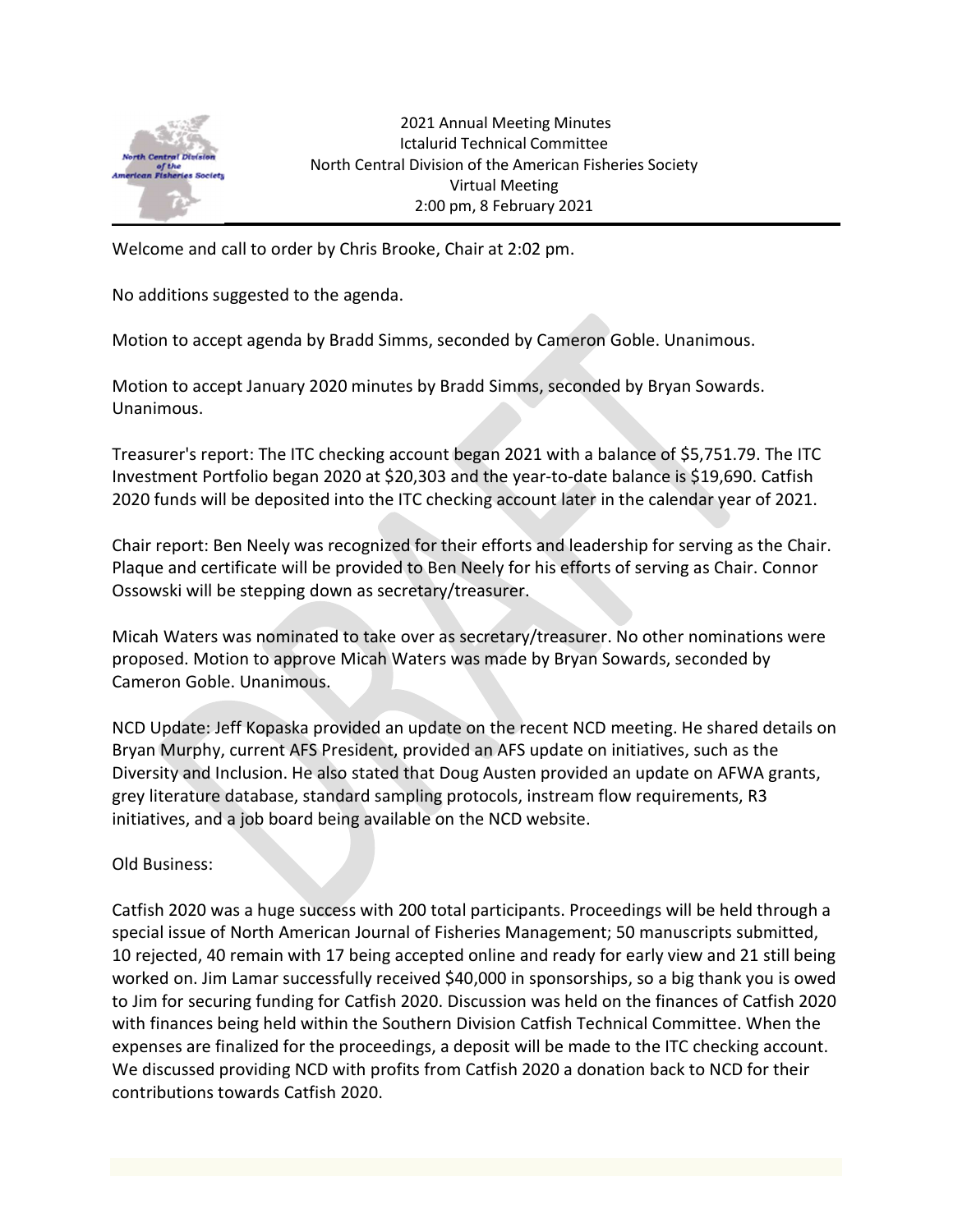2021 Annual Meeting Minutes
Ictalurid Technical Committee
North Central Division of the American Fisheries Society
Virtual Meeting
2:00 pm, 8 February 2021

Welcome and call to order by Chris Brooke, Chair at 2:02 pm.

No additions suggested to the agenda.

Motion to accept agenda by Bradd Simms, seconded by Cameron Goble. Unanimous.

Motion to accept January 2020 minutes by Bradd Simms, seconded by Bryan Sowards. Unanimous.

Treasurer's report: The ITC checking account began 2021 with a balance of $5,751.79. The ITC Investment Portfolio began 2020 at $20,303 and the year-to-date balance is $19,690. Catfish 2020 funds will be deposited into the ITC checking account later in the calendar year of 2021.

Chair report: Ben Neely was recognized for their efforts and leadership for serving as the Chair. Plaque and certificate will be provided to Ben Neely for his efforts of serving as Chair. Connor Ossowski will be stepping down as secretary/treasurer.

Micah Waters was nominated to take over as secretary/treasurer. No other nominations were proposed. Motion to approve Micah Waters was made by Bryan Sowards, seconded by Cameron Goble. Unanimous.

NCD Update: Jeff Kopaska provided an update on the recent NCD meeting. He shared details on Bryan Murphy, current AFS President, provided an AFS update on initiatives, such as the Diversity and Inclusion. He also stated that Doug Austen provided an update on AFWA grants, grey literature database, standard sampling protocols, instream flow requirements, R3 initiatives, and a job board being available on the NCD website.

Old Business:

Catfish 2020 was a huge success with 200 total participants. Proceedings will be held through a special issue of North American Journal of Fisheries Management; 50 manuscripts submitted, 10 rejected, 40 remain with 17 being accepted online and ready for early view and 21 still being worked on. Jim Lamar successfully received $40,000 in sponsorships, so a big thank you is owed to Jim for securing funding for Catfish 2020. Discussion was held on the finances of Catfish 2020 with finances being held within the Southern Division Catfish Technical Committee. When the expenses are finalized for the proceedings, a deposit will be made to the ITC checking account. We discussed providing NCD with profits from Catfish 2020 a donation back to NCD for their contributions towards Catfish 2020.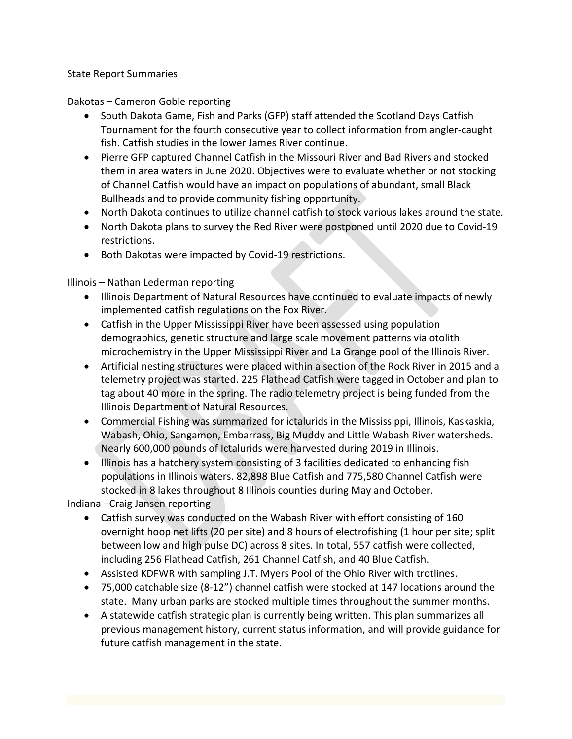State Report Summaries

Dakotas – Cameron Goble reporting

- South Dakota Game, Fish and Parks (GFP) staff attended the Scotland Days Catfish Tournament for the fourth consecutive year to collect information from angler-caught fish. Catfish studies in the lower James River continue.
- Pierre GFP captured Channel Catfish in the Missouri River and Bad Rivers and stocked them in area waters in June 2020. Objectives were to evaluate whether or not stocking of Channel Catfish would have an impact on populations of abundant, small Black Bullheads and to provide community fishing opportunity.
- North Dakota continues to utilize channel catfish to stock various lakes around the state.
- North Dakota plans to survey the Red River were postponed until 2020 due to Covid-19 restrictions.
- Both Dakotas were impacted by Covid-19 restrictions.

Illinois – Nathan Lederman reporting

- Illinois Department of Natural Resources have continued to evaluate impacts of newly implemented catfish regulations on the Fox River.
- Catfish in the Upper Mississippi River have been assessed using population demographics, genetic structure and large scale movement patterns via otolith microchemistry in the Upper Mississippi River and La Grange pool of the Illinois River.
- Artificial nesting structures were placed within a section of the Rock River in 2015 and a telemetry project was started. 225 Flathead Catfish were tagged in October and plan to tag about 40 more in the spring. The radio telemetry project is being funded from the Illinois Department of Natural Resources.
- Commercial Fishing was summarized for ictalurids in the Mississippi, Illinois, Kaskaskia, Wabash, Ohio, Sangamon, Embarrass, Big Muddy and Little Wabash River watersheds. Nearly 600,000 pounds of Ictalurids were harvested during 2019 in Illinois.
- Illinois has a hatchery system consisting of 3 facilities dedicated to enhancing fish populations in Illinois waters. 82,898 Blue Catfish and 775,580 Channel Catfish were stocked in 8 lakes throughout 8 Illinois counties during May and October.

Indiana –Craig Jansen reporting

- Catfish survey was conducted on the Wabash River with effort consisting of 160 overnight hoop net lifts (20 per site) and 8 hours of electrofishing (1 hour per site; split between low and high pulse DC) across 8 sites. In total, 557 catfish were collected, including 256 Flathead Catfish, 261 Channel Catfish, and 40 Blue Catfish.
- Assisted KDFWR with sampling J.T. Myers Pool of the Ohio River with trotlines.
- 75,000 catchable size (8-12") channel catfish were stocked at 147 locations around the state. Many urban parks are stocked multiple times throughout the summer months.
- A statewide catfish strategic plan is currently being written. This plan summarizes all previous management history, current status information, and will provide guidance for future catfish management in the state.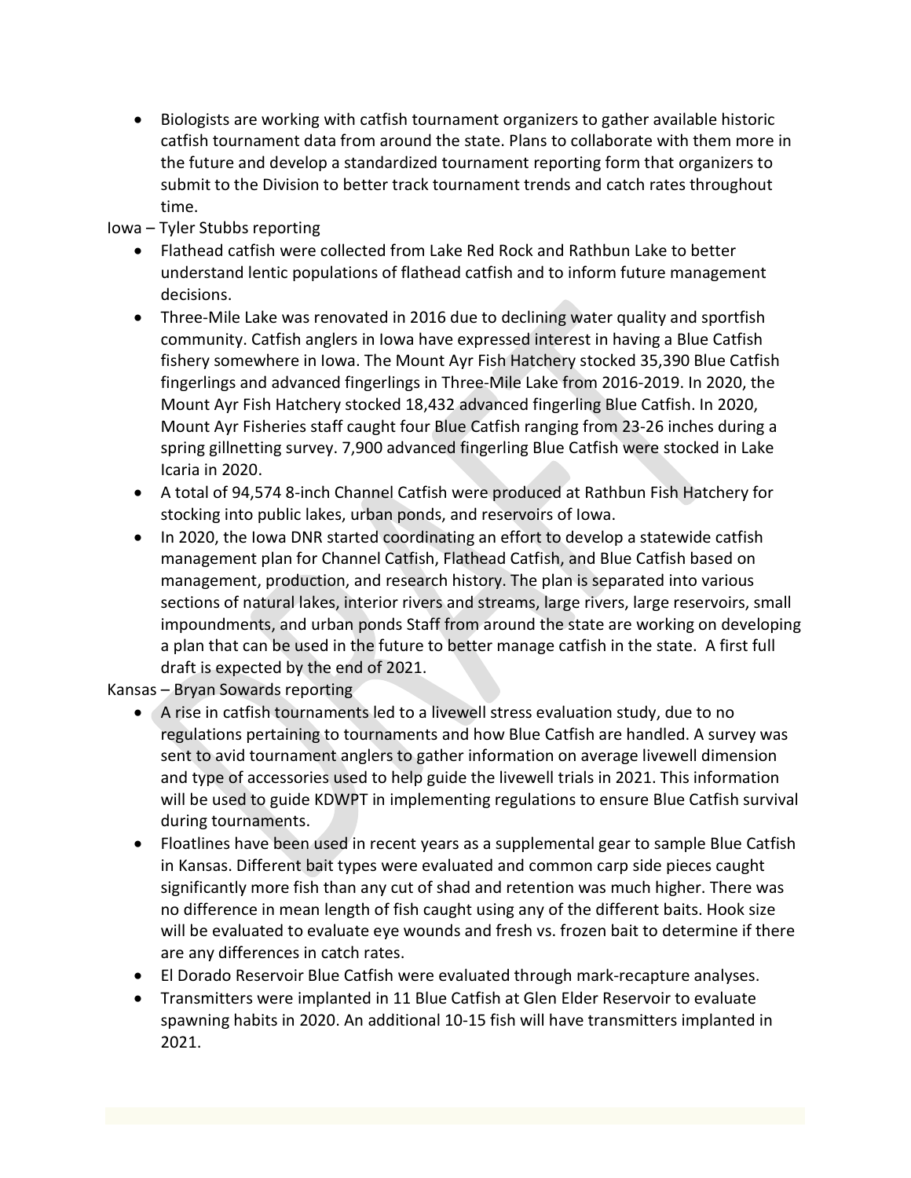- Biologists are working with catfish tournament organizers to gather available historic catfish tournament data from around the state. Plans to collaborate with them more in the future and develop a standardized tournament reporting form that organizers to submit to the Division to better track tournament trends and catch rates throughout time.

Iowa – Tyler Stubbs reporting

- Flathead catfish were collected from Lake Red Rock and Rathbun Lake to better understand lentic populations of flathead catfish and to inform future management decisions.
- Three-Mile Lake was renovated in 2016 due to declining water quality and sportfish community. Catfish anglers in Iowa have expressed interest in having a Blue Catfish fishery somewhere in Iowa. The Mount Ayr Fish Hatchery stocked 35,390 Blue Catfish fingerlings and advanced fingerlings in Three-Mile Lake from 2016-2019. In 2020, the Mount Ayr Fish Hatchery stocked 18,432 advanced fingerling Blue Catfish. In 2020, Mount Ayr Fisheries staff caught four Blue Catfish ranging from 23-26 inches during a spring gillnetting survey. 7,900 advanced fingerling Blue Catfish were stocked in Lake Icaria in 2020.
- A total of 94,574 8-inch Channel Catfish were produced at Rathbun Fish Hatchery for stocking into public lakes, urban ponds, and reservoirs of Iowa.
- In 2020, the Iowa DNR started coordinating an effort to develop a statewide catfish management plan for Channel Catfish, Flathead Catfish, and Blue Catfish based on management, production, and research history. The plan is separated into various sections of natural lakes, interior rivers and streams, large rivers, large reservoirs, small impoundments, and urban ponds Staff from around the state are working on developing a plan that can be used in the future to better manage catfish in the state. A first full draft is expected by the end of 2021.

Kansas – Bryan Sowards reporting

- A rise in catfish tournaments led to a livewell stress evaluation study, due to no regulations pertaining to tournaments and how Blue Catfish are handled. A survey was sent to avid tournament anglers to gather information on average livewell dimension and type of accessories used to help guide the livewell trials in 2021. This information will be used to guide KDWPT in implementing regulations to ensure Blue Catfish survival during tournaments.
- Floatlines have been used in recent years as a supplemental gear to sample Blue Catfish in Kansas. Different bait types were evaluated and common carp side pieces caught significantly more fish than any cut of shad and retention was much higher. There was no difference in mean length of fish caught using any of the different baits. Hook size will be evaluated to evaluate eye wounds and fresh vs. frozen bait to determine if there are any differences in catch rates.
- El Dorado Reservoir Blue Catfish were evaluated through mark-recapture analyses.
- Transmitters were implanted in 11 Blue Catfish at Glen Elder Reservoir to evaluate spawning habits in 2020. An additional 10-15 fish will have transmitters implanted in 2021.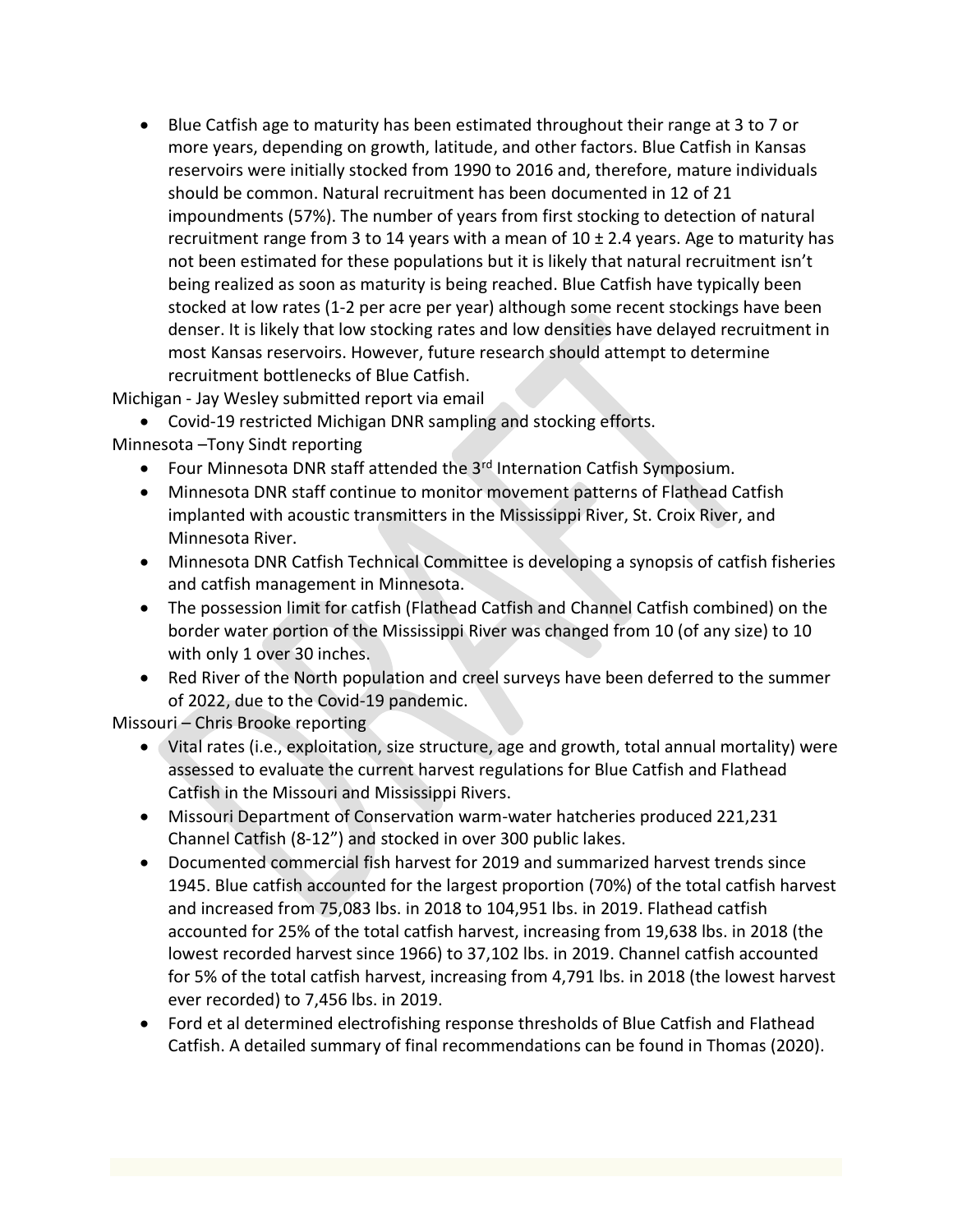- Blue Catfish age to maturity has been estimated throughout their range at 3 to 7 or more years, depending on growth, latitude, and other factors. Blue Catfish in Kansas reservoirs were initially stocked from 1990 to 2016 and, therefore, mature individuals should be common. Natural recruitment has been documented in 12 of 21 impoundments (57%). The number of years from first stocking to detection of natural recruitment range from 3 to 14 years with a mean of 10 ± 2.4 years. Age to maturity has not been estimated for these populations but it is likely that natural recruitment isn't being realized as soon as maturity is being reached. Blue Catfish have typically been stocked at low rates (1-2 per acre per year) although some recent stockings have been denser. It is likely that low stocking rates and low densities have delayed recruitment in most Kansas reservoirs. However, future research should attempt to determine recruitment bottlenecks of Blue Catfish.

Michigan - Jay Wesley submitted report via email

- Covid-19 restricted Michigan DNR sampling and stocking efforts.

Minnesota –Tony Sindt reporting

- Four Minnesota DNR staff attended the 3rd Internation Catfish Symposium.
- Minnesota DNR staff continue to monitor movement patterns of Flathead Catfish implanted with acoustic transmitters in the Mississippi River, St. Croix River, and Minnesota River.
- Minnesota DNR Catfish Technical Committee is developing a synopsis of catfish fisheries and catfish management in Minnesota.
- The possession limit for catfish (Flathead Catfish and Channel Catfish combined) on the border water portion of the Mississippi River was changed from 10 (of any size) to 10 with only 1 over 30 inches.
- Red River of the North population and creel surveys have been deferred to the summer of 2022, due to the Covid-19 pandemic.

Missouri – Chris Brooke reporting

- Vital rates (i.e., exploitation, size structure, age and growth, total annual mortality) were assessed to evaluate the current harvest regulations for Blue Catfish and Flathead Catfish in the Missouri and Mississippi Rivers.
- Missouri Department of Conservation warm-water hatcheries produced 221,231 Channel Catfish (8-12") and stocked in over 300 public lakes.
- Documented commercial fish harvest for 2019 and summarized harvest trends since 1945. Blue catfish accounted for the largest proportion (70%) of the total catfish harvest and increased from 75,083 lbs. in 2018 to 104,951 lbs. in 2019. Flathead catfish accounted for 25% of the total catfish harvest, increasing from 19,638 lbs. in 2018 (the lowest recorded harvest since 1966) to 37,102 lbs. in 2019. Channel catfish accounted for 5% of the total catfish harvest, increasing from 4,791 lbs. in 2018 (the lowest harvest ever recorded) to 7,456 lbs. in 2019.
- Ford et al determined electrofishing response thresholds of Blue Catfish and Flathead Catfish. A detailed summary of final recommendations can be found in Thomas (2020).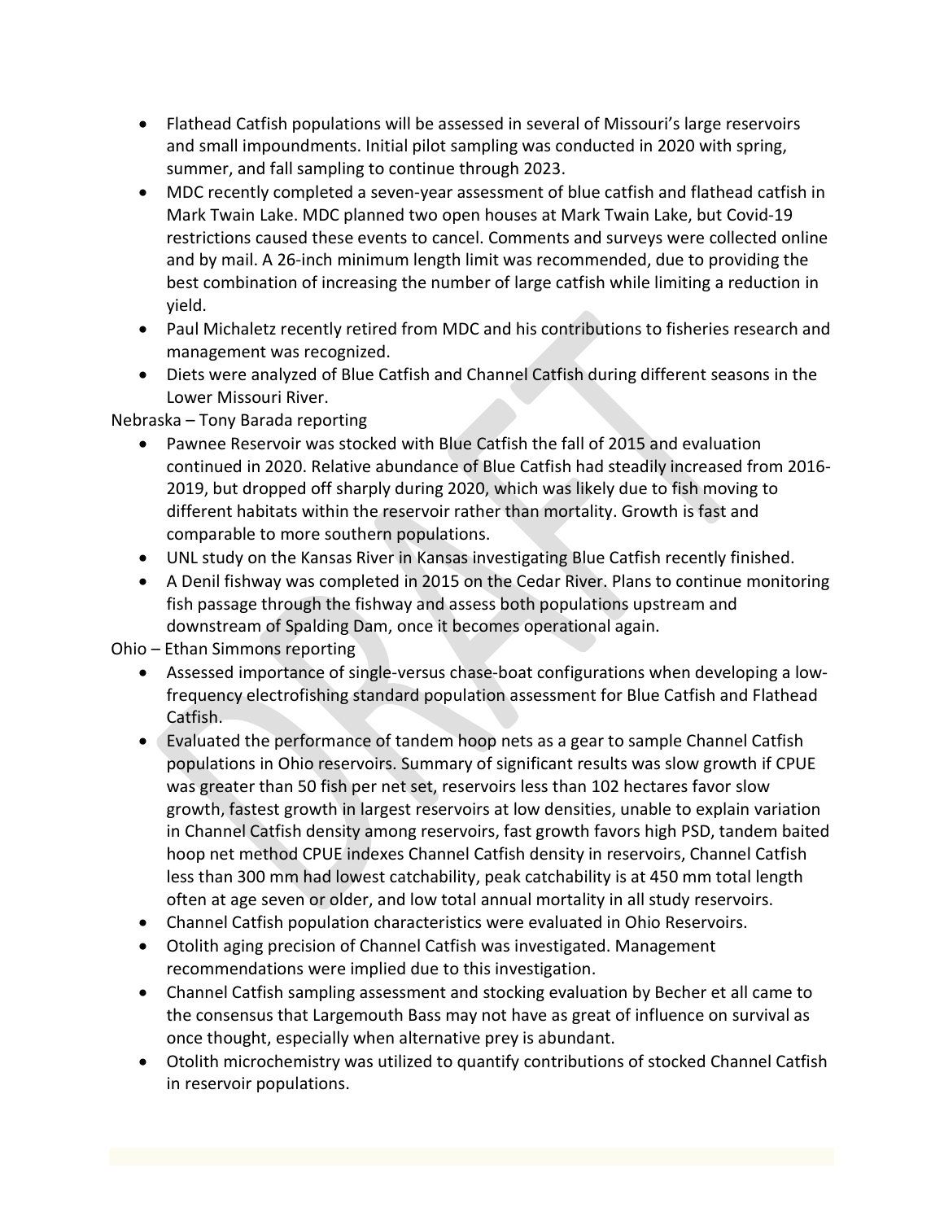- Flathead Catfish populations will be assessed in several of Missouri's large reservoirs and small impoundments. Initial pilot sampling was conducted in 2020 with spring, summer, and fall sampling to continue through 2023.
- MDC recently completed a seven-year assessment of blue catfish and flathead catfish in Mark Twain Lake. MDC planned two open houses at Mark Twain Lake, but Covid-19 restrictions caused these events to cancel. Comments and surveys were collected online and by mail. A 26-inch minimum length limit was recommended, due to providing the best combination of increasing the number of large catfish while limiting a reduction in yield.
- Paul Michaletz recently retired from MDC and his contributions to fisheries research and management was recognized.
- Diets were analyzed of Blue Catfish and Channel Catfish during different seasons in the Lower Missouri River.

Nebraska – Tony Barada reporting

- Pawnee Reservoir was stocked with Blue Catfish the fall of 2015 and evaluation continued in 2020. Relative abundance of Blue Catfish had steadily increased from 2016-2019, but dropped off sharply during 2020, which was likely due to fish moving to different habitats within the reservoir rather than mortality. Growth is fast and comparable to more southern populations.
- UNL study on the Kansas River in Kansas investigating Blue Catfish recently finished.
- A Denil fishway was completed in 2015 on the Cedar River. Plans to continue monitoring fish passage through the fishway and assess both populations upstream and downstream of Spalding Dam, once it becomes operational again.

Ohio – Ethan Simmons reporting

- Assessed importance of single-versus chase-boat configurations when developing a low-frequency electrofishing standard population assessment for Blue Catfish and Flathead Catfish.
- Evaluated the performance of tandem hoop nets as a gear to sample Channel Catfish populations in Ohio reservoirs. Summary of significant results was slow growth if CPUE was greater than 50 fish per net set, reservoirs less than 102 hectares favor slow growth, fastest growth in largest reservoirs at low densities, unable to explain variation in Channel Catfish density among reservoirs, fast growth favors high PSD, tandem baited hoop net method CPUE indexes Channel Catfish density in reservoirs, Channel Catfish less than 300 mm had lowest catchability, peak catchability is at 450 mm total length often at age seven or older, and low total annual mortality in all study reservoirs.
- Channel Catfish population characteristics were evaluated in Ohio Reservoirs.
- Otolith aging precision of Channel Catfish was investigated. Management recommendations were implied due to this investigation.
- Channel Catfish sampling assessment and stocking evaluation by Becher et all came to the consensus that Largemouth Bass may not have as great of influence on survival as once thought, especially when alternative prey is abundant.
- Otolith microchemistry was utilized to quantify contributions of stocked Channel Catfish in reservoir populations.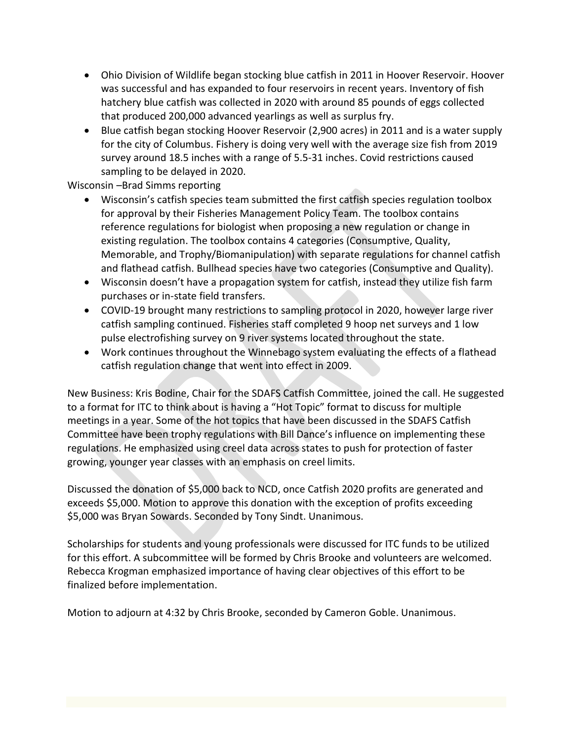- Ohio Division of Wildlife began stocking blue catfish in 2011 in Hoover Reservoir. Hoover was successful and has expanded to four reservoirs in recent years. Inventory of fish hatchery blue catfish was collected in 2020 with around 85 pounds of eggs collected that produced 200,000 advanced yearlings as well as surplus fry.
- Blue catfish began stocking Hoover Reservoir (2,900 acres) in 2011 and is a water supply for the city of Columbus. Fishery is doing very well with the average size fish from 2019 survey around 18.5 inches with a range of 5.5-31 inches. Covid restrictions caused sampling to be delayed in 2020.

Wisconsin –Brad Simms reporting

- Wisconsin's catfish species team submitted the first catfish species regulation toolbox for approval by their Fisheries Management Policy Team. The toolbox contains reference regulations for biologist when proposing a new regulation or change in existing regulation. The toolbox contains 4 categories (Consumptive, Quality, Memorable, and Trophy/Biomanipulation) with separate regulations for channel catfish and flathead catfish. Bullhead species have two categories (Consumptive and Quality).
- Wisconsin doesn't have a propagation system for catfish, instead they utilize fish farm purchases or in-state field transfers.
- COVID-19 brought many restrictions to sampling protocol in 2020, however large river catfish sampling continued. Fisheries staff completed 9 hoop net surveys and 1 low pulse electrofishing survey on 9 river systems located throughout the state.
- Work continues throughout the Winnebago system evaluating the effects of a flathead catfish regulation change that went into effect in 2009.

New Business: Kris Bodine, Chair for the SDAFS Catfish Committee, joined the call. He suggested to a format for ITC to think about is having a "Hot Topic" format to discuss for multiple meetings in a year. Some of the hot topics that have been discussed in the SDAFS Catfish Committee have been trophy regulations with Bill Dance's influence on implementing these regulations. He emphasized using creel data across states to push for protection of faster growing, younger year classes with an emphasis on creel limits.

Discussed the donation of $5,000 back to NCD, once Catfish 2020 profits are generated and exceeds $5,000. Motion to approve this donation with the exception of profits exceeding $5,000 was Bryan Sowards. Seconded by Tony Sindt. Unanimous.

Scholarships for students and young professionals were discussed for ITC funds to be utilized for this effort. A subcommittee will be formed by Chris Brooke and volunteers are welcomed. Rebecca Krogman emphasized importance of having clear objectives of this effort to be finalized before implementation.

Motion to adjourn at 4:32 by Chris Brooke, seconded by Cameron Goble. Unanimous.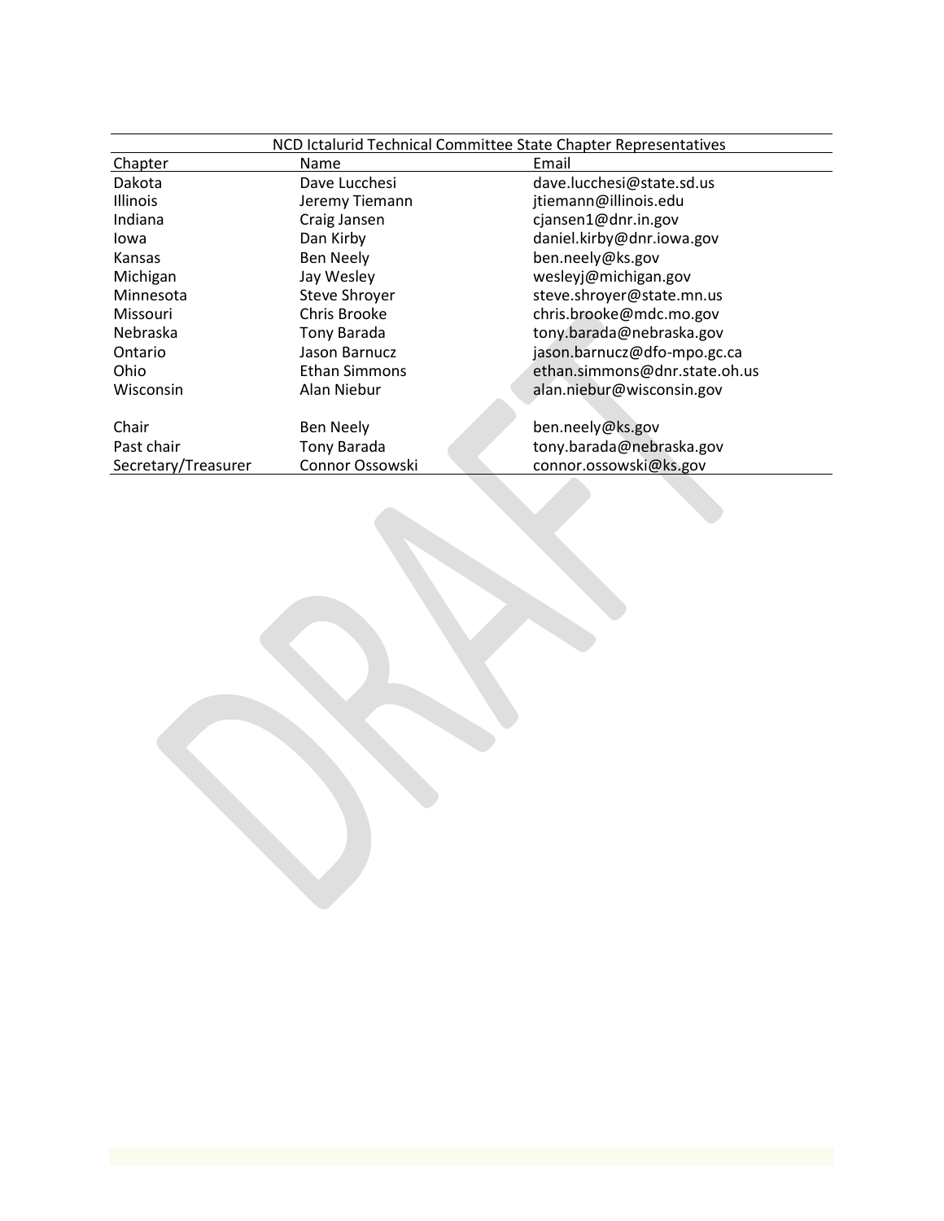| NCD Ictalurid Technical Committee State Chapter Representatives | | |
|---|---|---|
| Chapter | Name | Email |
| Dakota | Dave Lucchesi | dave.lucchesi@state.sd.us |
| Illinois | Jeremy Tiemann | jtiemann@illinois.edu |
| Indiana | Craig Jansen | cjansen1@dnr.in.gov |
| Iowa | Dan Kirby | daniel.kirby@dnr.iowa.gov |
| Kansas | Ben Neely | ben.neely@ks.gov |
| Michigan | Jay Wesley | wesleyj@michigan.gov |
| Minnesota | Steve Shroyer | steve.shroyer@state.mn.us |
| Missouri | Chris Brooke | chris.brooke@mdc.mo.gov |
| Nebraska | Tony Barada | tony.barada@nebraska.gov |
| Ontario | Jason Barnucz | jason.barnucz@dfo-mpo.gc.ca |
| Ohio | Ethan Simmons | ethan.simmons@dnr.state.oh.us |
| Wisconsin | Alan Niebur | alan.niebur@wisconsin.gov |
| | | |
| Chair | Ben Neely | ben.neely@ks.gov |
| Past chair | Tony Barada | tony.barada@nebraska.gov |
| Secretary/Treasurer | Connor Ossowski | connor.ossowski@ks.gov |

DRAFT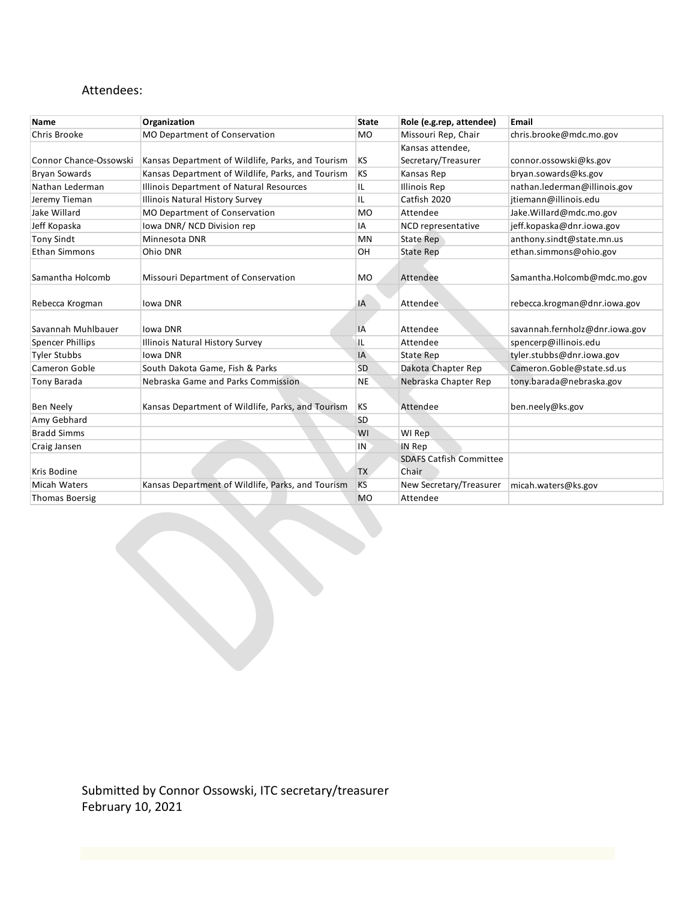Attendees:

| Name | Organization | State | Role (e.g.rep, attendee) | Email |
|---|---|---|---|---|
| Chris Brooke | MO Department of Conservation | MO | Missouri Rep, Chair | chris.brooke@mdc.mo.gov |
| Connor Chance-Ossowski | Kansas Department of Wildlife, Parks, and Tourism | KS | Kansas attendee, Secretary/Treasurer | connor.ossowski@ks.gov |
| Bryan Sowards | Kansas Department of Wildlife, Parks, and Tourism | KS | Kansas Rep | bryan.sowards@ks.gov |
| Nathan Lederman | Illinois Department of Natural Resources | IL | Illinois Rep | nathan.lederman@illinois.gov |
| Jeremy Tieman | Illinois Natural History Survey | IL | Catfish 2020 | jtiemann@illinois.edu |
| Jake Willard | MO Department of Conservation | MO | Attendee | Jake.Willard@mdc.mo.gov |
| Jeff Kopaska | Iowa DNR/ NCD Division rep | IA | NCD representative | jeff.kopaska@dnr.iowa.gov |
| Tony Sindt | Minnesota DNR | MN | State Rep | anthony.sindt@state.mn.us |
| Ethan Simmons | Ohio DNR | OH | State Rep | ethan.simmons@ohio.gov |
| Samantha Holcomb | Missouri Department of Conservation | MO | Attendee | Samantha.Holcomb@mdc.mo.gov |
| Rebecca Krogman | Iowa DNR | IA | Attendee | rebecca.krogman@dnr.iowa.gov |
| Savannah Muhlbauer | Iowa DNR | IA | Attendee | savannah.fernholz@dnr.iowa.gov |
| Spencer Phillips | Illinois Natural History Survey | IL | Attendee | spencerp@illinois.edu |
| Tyler Stubbs | Iowa DNR | IA | State Rep | tyler.stubbs@dnr.iowa.gov |
| Cameron Goble | South Dakota Game, Fish & Parks | SD | Dakota Chapter Rep | Cameron.Goble@state.sd.us |
| Tony Barada | Nebraska Game and Parks Commission | NE | Nebraska Chapter Rep | tony.barada@nebraska.gov |
| Ben Neely | Kansas Department of Wildlife, Parks, and Tourism | KS | Attendee | ben.neely@ks.gov |
| Amy Gebhard | | SD | | |
| Bradd Simms | | WI | WI Rep | |
| Craig Jansen | | IN | IN Rep | |
| Kris Bodine | | TX | SDAFS Catfish Committee Chair | |
| Micah Waters | Kansas Department of Wildlife, Parks, and Tourism | KS | New Secretary/Treasurer | micah.waters@ks.gov |
| Thomas Boersig | | MO | Attendee | |

Submitted by Connor Ossowski, ITC secretary/treasurer
February 10, 2021